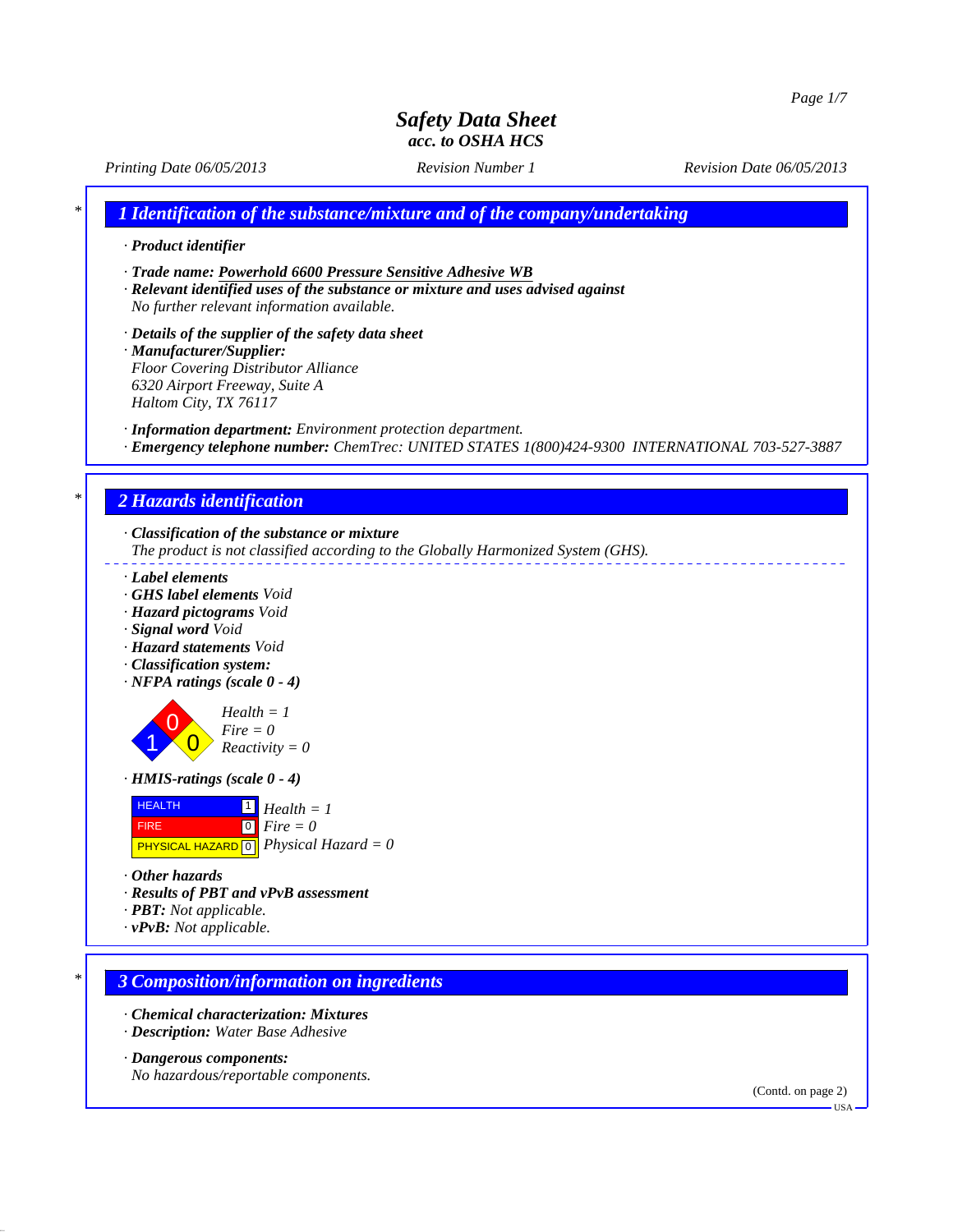# Safety Data Sheet
### acc. to OSHA HCS

*Printing Date 06/05/2013* | *Revision Number 1* | *Revision Date 06/05/2013*

## 1 Identification of the substance/mixture and of the company/undertaking

· **Product identifier**

· **Trade name:** Powerhold 6600 Pressure Sensitive Adhesive WB
· **Relevant identified uses of the substance or mixture and uses advised against**
No further relevant information available.

· **Details of the supplier of the safety data sheet**
· **Manufacturer/Supplier:**
Floor Covering Distributor Alliance
6320 Airport Freeway, Suite A
Haltom City, TX 76117

· **Information department:** Environment protection department.
· **Emergency telephone number:** ChemTrec: UNITED STATES 1(800)424-9300 INTERNATIONAL 703-527-3887

## 2 Hazards identification

· **Classification of the substance or mixture**
The product is not classified according to the Globally Harmonized System (GHS).

· **Label elements**
· **GHS label elements** Void
· **Hazard pictograms** Void
· **Signal word** Void
· **Hazard statements** Void
· **Classification system:**
· **NFPA ratings (scale 0 - 4)**

Health = 1
Fire = 0
Reactivity = 0

· **HMIS-ratings (scale 0 - 4)**

| | | |
|---|---|---|
| HEALTH | 1 | Health = 1 |
| FIRE | 0 | Fire = 0 |
| PHYSICAL HAZARD | 0 | Physical Hazard = 0 |

· **Other hazards**
· **Results of PBT and vPvB assessment**
· **PBT:** Not applicable.
· **vPvB:** Not applicable.

## 3 Composition/information on ingredients

· **Chemical characterization: Mixtures**
· **Description:** Water Base Adhesive

· **Dangerous components:**
No hazardous/reportable components.

(Contd. on page 2)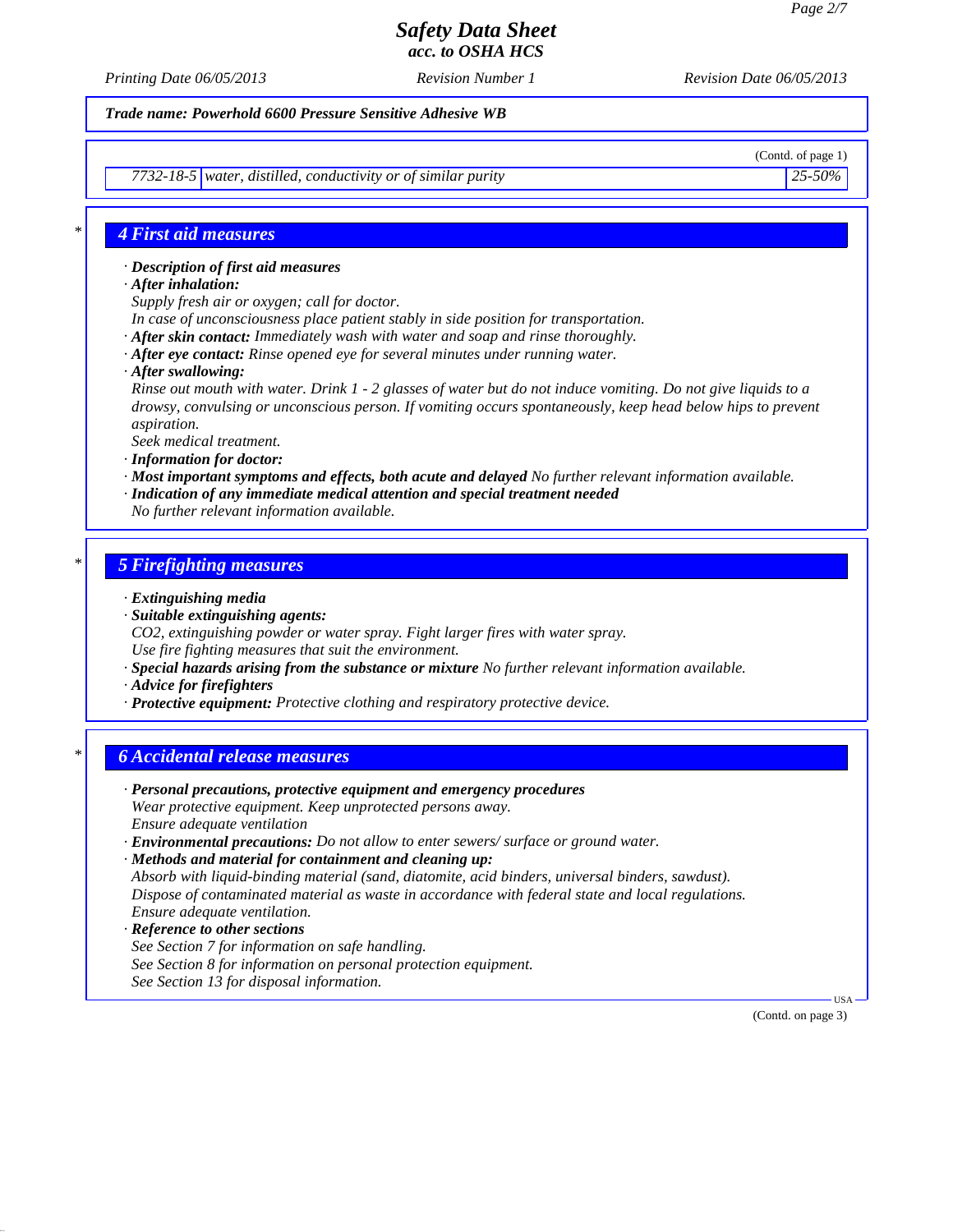Trade name: Powerhold 6600 Pressure Sensitive Adhesive WB

(Contd. of page 1)

| 7732-18-5 | water, distilled, conductivity or of similar purity | 25-50% |
|---|---|---|

## 4 First aid measures

· **Description of first aid measures**

· **After inhalation:**

Supply fresh air or oxygen; call for doctor.

In case of unconsciousness place patient stably in side position for transportation.

· **After skin contact:** Immediately wash with water and soap and rinse thoroughly.

· **After eye contact:** Rinse opened eye for several minutes under running water.

· **After swallowing:**

Rinse out mouth with water. Drink 1 - 2 glasses of water but do not induce vomiting. Do not give liquids to a drowsy, convulsing or unconscious person. If vomiting occurs spontaneously, keep head below hips to prevent aspiration.

Seek medical treatment.

· **Information for doctor:**

· **Most important symptoms and effects, both acute and delayed** No further relevant information available.

· **Indication of any immediate medical attention and special treatment needed**

No further relevant information available.

## 5 Firefighting measures

· **Extinguishing media**

· **Suitable extinguishing agents:**

$CO_2$, extinguishing powder or water spray. Fight larger fires with water spray.

Use fire fighting measures that suit the environment.

· **Special hazards arising from the substance or mixture** No further relevant information available.

· **Advice for firefighters**

· **Protective equipment:** Protective clothing and respiratory protective device.

## 6 Accidental release measures

· **Personal precautions, protective equipment and emergency procedures**

Wear protective equipment. Keep unprotected persons away.

Ensure adequate ventilation

· **Environmental precautions:** Do not allow to enter sewers/ surface or ground water.

· **Methods and material for containment and cleaning up:**

Absorb with liquid-binding material (sand, diatomite, acid binders, universal binders, sawdust).

Dispose of contaminated material as waste in accordance with federal state and local regulations.

Ensure adequate ventilation.

· **Reference to other sections**

See Section 7 for information on safe handling.

See Section 8 for information on personal protection equipment.

See Section 13 for disposal information.

(Contd. on page 3)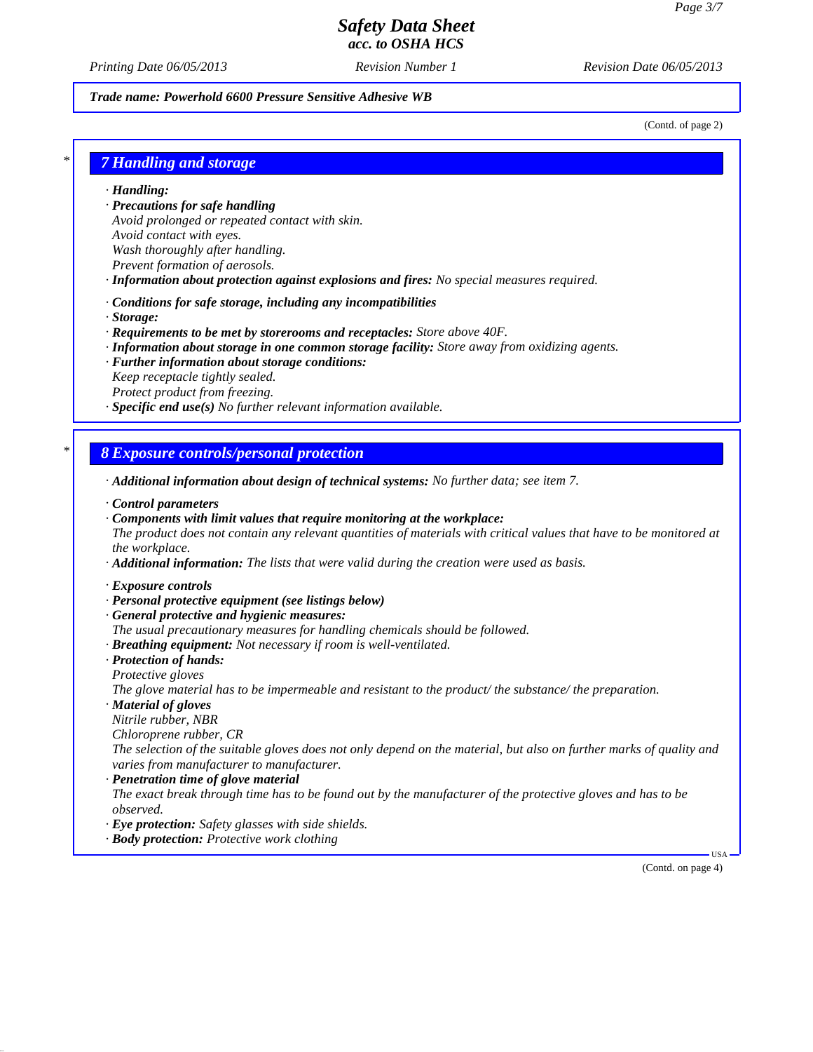**Trade name: Powerhold 6600 Pressure Sensitive Adhesive WB**

(Contd. of page 2)

## 7 Handling and storage

· **Handling:**
· **Precautions for safe handling**
*Avoid prolonged or repeated contact with skin.*
*Avoid contact with eyes.*
*Wash thoroughly after handling.*
*Prevent formation of aerosols.*
· **Information about protection against explosions and fires:** *No special measures required.*

· **Conditions for safe storage, including any incompatibilities**
· **Storage:**
· **Requirements to be met by storerooms and receptacles:** *Store above 40F.*
· **Information about storage in one common storage facility:** *Store away from oxidizing agents.*
· **Further information about storage conditions:**
*Keep receptacle tightly sealed.*
*Protect product from freezing.*
· **Specific end use(s)** *No further relevant information available.*

## 8 Exposure controls/personal protection

· **Additional information about design of technical systems:** *No further data; see item 7.*

· **Control parameters**
· **Components with limit values that require monitoring at the workplace:**
*The product does not contain any relevant quantities of materials with critical values that have to be monitored at the workplace.*
· **Additional information:** *The lists that were valid during the creation were used as basis.*

· **Exposure controls**
· **Personal protective equipment (see listings below)**
· **General protective and hygienic measures:**
*The usual precautionary measures for handling chemicals should be followed.*
· **Breathing equipment:** *Not necessary if room is well-ventilated.*
· **Protection of hands:**
*Protective gloves*
*The glove material has to be impermeable and resistant to the product/ the substance/ the preparation.*
· **Material of gloves**
*Nitrile rubber, NBR*
*Chloroprene rubber, CR*
*The selection of the suitable gloves does not only depend on the material, but also on further marks of quality and varies from manufacturer to manufacturer.*
· **Penetration time of glove material**
*The exact break through time has to be found out by the manufacturer of the protective gloves and has to be observed.*
· **Eye protection:** *Safety glasses with side shields.*
· **Body protection:** *Protective work clothing*

(Contd. on page 4)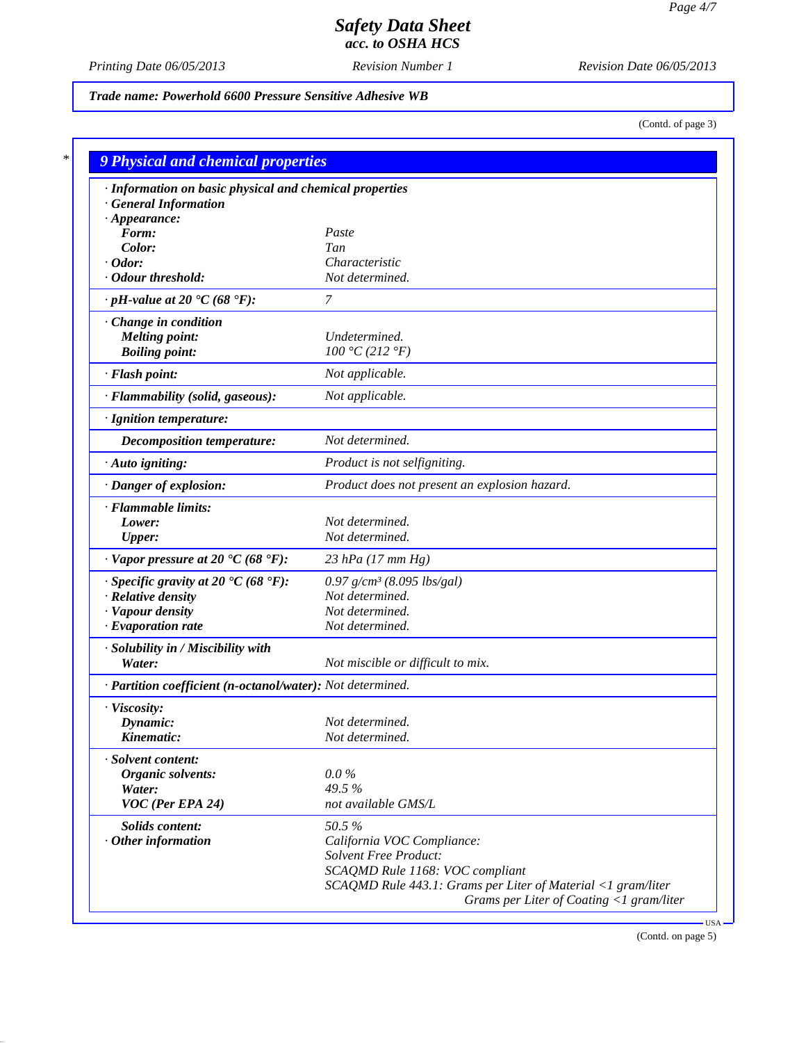**Safety Data Sheet**
**acc. to OSHA HCS**

Printing Date 06/05/2013 | Revision Number 1 | Revision Date 06/05/2013

**Trade name: Powerhold 6600 Pressure Sensitive Adhesive WB**

(Contd. of page 3)

## 9 Physical and chemical properties

| Property | Value |
|---|---|
| **· Information on basic physical and chemical properties** | |
| **· General Information** | |
| **· Appearance:** | |
| **Form:** | Paste |
| **Color:** | Tan |
| **· Odor:** | Characteristic |
| **· Odour threshold:** | Not determined. |
| **· pH-value at 20 °C (68 °F):** | 7 |
| **· Change in condition** | |
| **Melting point:** | Undetermined. |
| **Boiling point:** | 100 °C (212 °F) |
| **· Flash point:** | Not applicable. |
| **· Flammability (solid, gaseous):** | Not applicable. |
| **· Ignition temperature:** | |
| **Decomposition temperature:** | Not determined. |
| **· Auto igniting:** | Product is not selfigniting. |
| **· Danger of explosion:** | Product does not present an explosion hazard. |
| **· Flammable limits:** | |
| **Lower:** | Not determined. |
| **Upper:** | Not determined. |
| **· Vapor pressure at 20 °C (68 °F):** | 23 hPa (17 mm Hg) |
| **· Specific gravity at 20 °C (68 °F):** | 0.97 g/cm³ (8.095 lbs/gal) |
| **· Relative density** | Not determined. |
| **· Vapour density** | Not determined. |
| **· Evaporation rate** | Not determined. |
| **· Solubility in / Miscibility with** | |
| **Water:** | Not miscible or difficult to mix. |
| **· Partition coefficient (n-octanol/water):** | Not determined. |
| **· Viscosity:** | |
| **Dynamic:** | Not determined. |
| **Kinematic:** | Not determined. |
| **· Solvent content:** | |
| **Organic solvents:** | 0.0 % |
| **Water:** | 49.5 % |
| **VOC (Per EPA 24)** | not available GMS/L |
| **Solids content:** | 50.5 % |
| **· Other information** | California VOC Compliance:<br>Solvent Free Product:<br>SCAQMD Rule 1168: VOC compliant<br>SCAQMD Rule 443.1: Grams per Liter of Material <1 gram/liter<br>Grams per Liter of Coating <1 gram/liter |

(Contd. on page 5)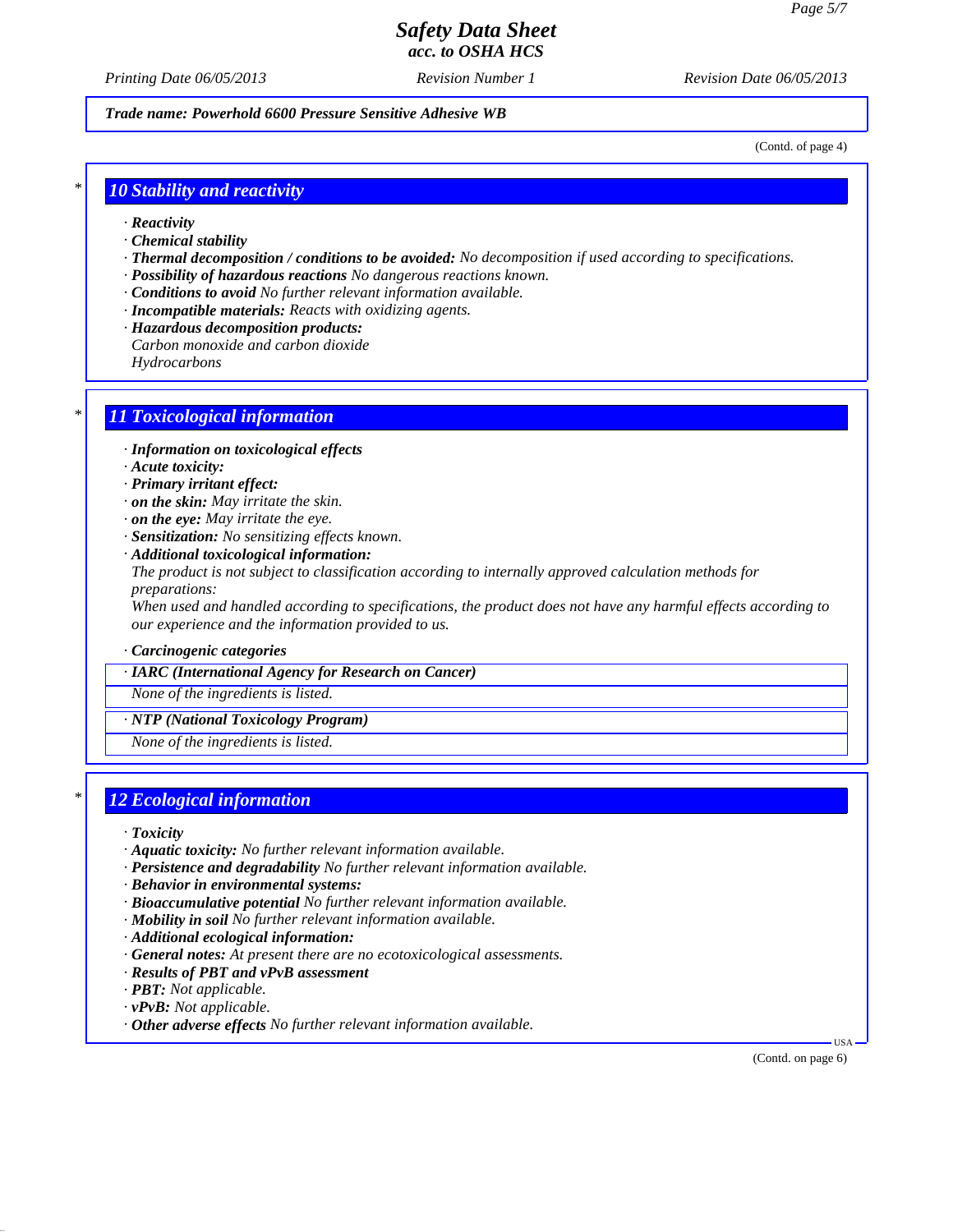Trade name: Powerhold 6600 Pressure Sensitive Adhesive WB

(Contd. of page 4)

## 10 Stability and reactivity

· **Reactivity**
· **Chemical stability**
· **Thermal decomposition / conditions to be avoided:** No decomposition if used according to specifications.
· **Possibility of hazardous reactions** No dangerous reactions known.
· **Conditions to avoid** No further relevant information available.
· **Incompatible materials:** Reacts with oxidizing agents.
· **Hazardous decomposition products:**
Carbon monoxide and carbon dioxide
Hydrocarbons

## 11 Toxicological information

· **Information on toxicological effects**
· **Acute toxicity:**
· **Primary irritant effect:**
· **on the skin:** May irritate the skin.
· **on the eye:** May irritate the eye.
· **Sensitization:** No sensitizing effects known.
· **Additional toxicological information:**
The product is not subject to classification according to internally approved calculation methods for preparations:
When used and handled according to specifications, the product does not have any harmful effects according to our experience and the information provided to us.

· **Carcinogenic categories**

· **IARC (International Agency for Research on Cancer)**
None of the ingredients is listed.

· **NTP (National Toxicology Program)**
None of the ingredients is listed.

## 12 Ecological information

· **Toxicity**
· **Aquatic toxicity:** No further relevant information available.
· **Persistence and degradability** No further relevant information available.
· **Behavior in environmental systems:**
· **Bioaccumulative potential** No further relevant information available.
· **Mobility in soil** No further relevant information available.
· **Additional ecological information:**
· **General notes:** At present there are no ecotoxicological assessments.
· **Results of PBT and vPvB assessment**
· **PBT:** Not applicable.
· **vPvB:** Not applicable.
· **Other adverse effects** No further relevant information available.

(Contd. on page 6)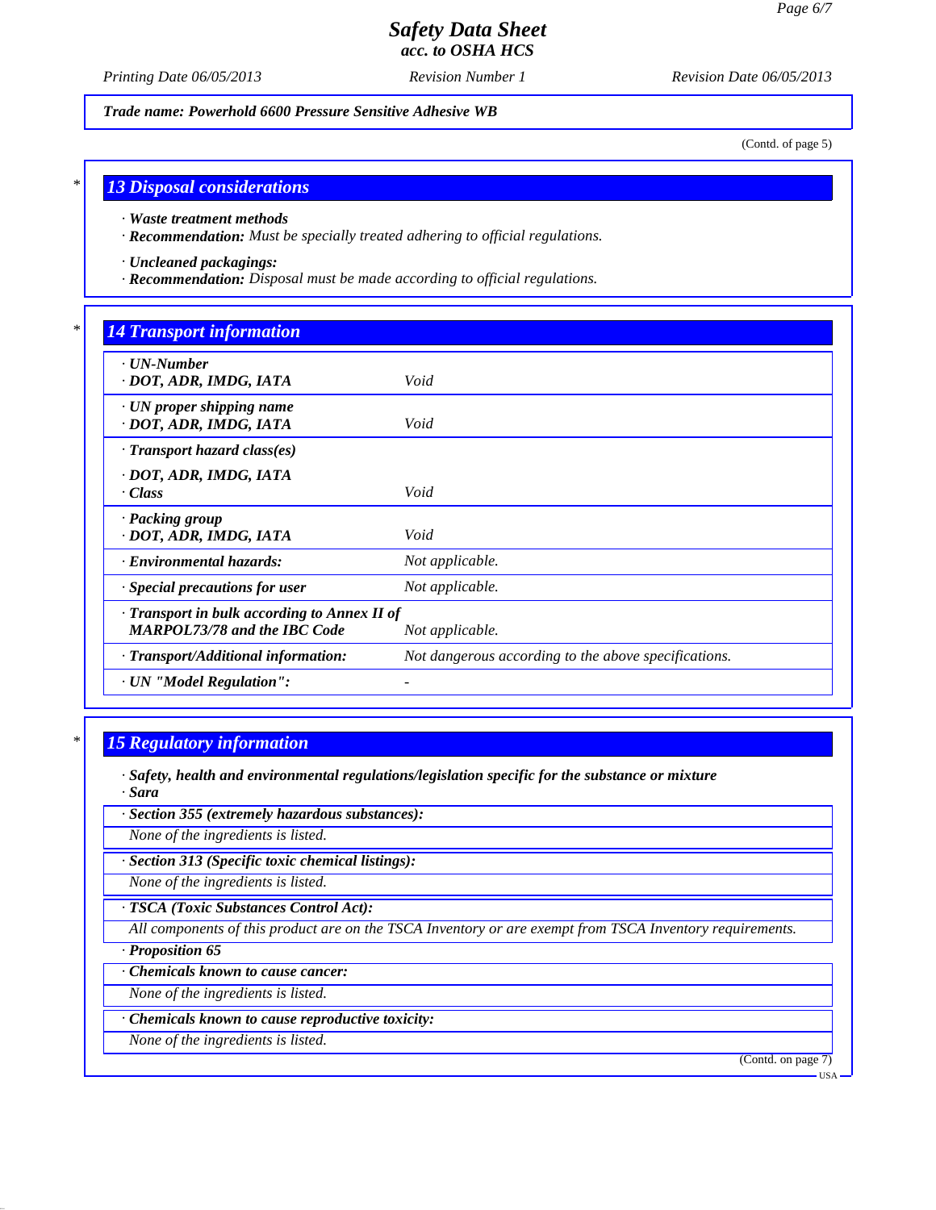*Trade name: Powerhold 6600 Pressure Sensitive Adhesive WB*

(Contd. of page 5)

## 13 Disposal considerations

· ***Waste treatment methods***
· ***Recommendation:*** *Must be specially treated adhering to official regulations.*

· ***Uncleaned packagings:***
· ***Recommendation:*** *Disposal must be made according to official regulations.*

## 14 Transport information

| | |
|---|---|
| · **UN-Number**<br>· **DOT, ADR, IMDG, IATA** | Void |
| · **UN proper shipping name**<br>· **DOT, ADR, IMDG, IATA** | Void |
| · **Transport hazard class(es)**<br>· **DOT, ADR, IMDG, IATA**<br>· **Class** | Void |
| · **Packing group**<br>· **DOT, ADR, IMDG, IATA** | Void |
| · **Environmental hazards:** | Not applicable. |
| · **Special precautions for user** | Not applicable. |
| · **Transport in bulk according to Annex II of MARPOL73/78 and the IBC Code** | Not applicable. |
| · **Transport/Additional information:** | Not dangerous according to the above specifications. |
| · **UN "Model Regulation":** | - |

## 15 Regulatory information

· ***Safety, health and environmental regulations/legislation specific for the substance or mixture***
· ***Sara***

· ***Section 355 (extremely hazardous substances):***
*None of the ingredients is listed.*

· ***Section 313 (Specific toxic chemical listings):***
*None of the ingredients is listed.*

· ***TSCA (Toxic Substances Control Act):***
*All components of this product are on the TSCA Inventory or are exempt from TSCA Inventory requirements.*

· ***Proposition 65***

· ***Chemicals known to cause cancer:***
*None of the ingredients is listed.*

· ***Chemicals known to cause reproductive toxicity:***
*None of the ingredients is listed.*

(Contd. on page 7)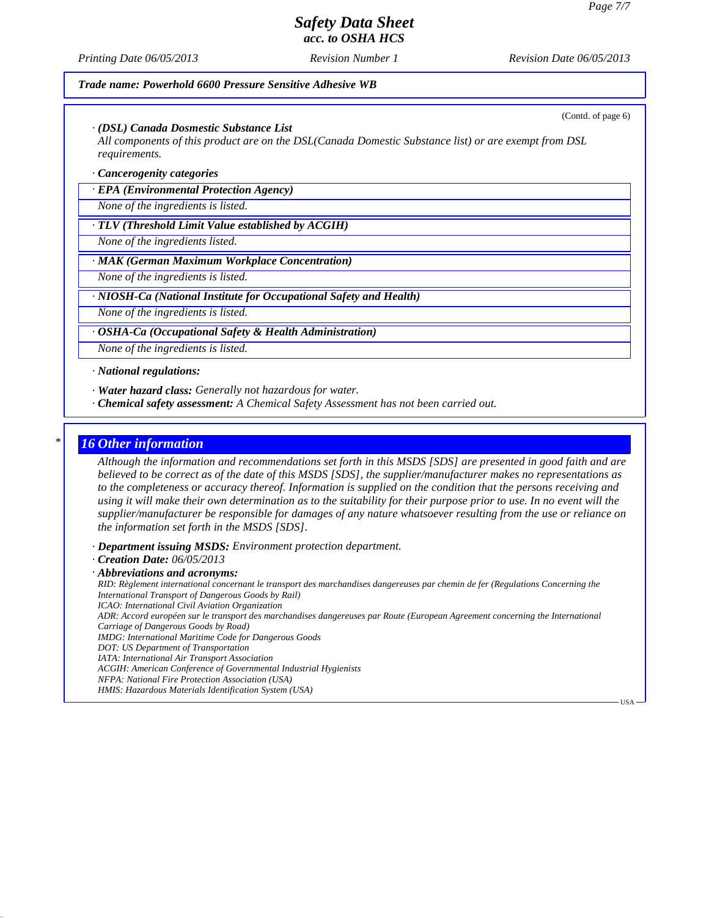*Trade name: Powerhold 6600 Pressure Sensitive Adhesive WB*

(Contd. of page 6)

· ***(DSL) Canada Dosmestic Substance List***

*All components of this product are on the DSL(Canada Domestic Substance list) or are exempt from DSL requirements.*

· ***Cancerogenity categories***

· ***EPA (Environmental Protection Agency)***

*None of the ingredients is listed.*

· ***TLV (Threshold Limit Value established by ACGIH)***

*None of the ingredients listed.*

· ***MAK (German Maximum Workplace Concentration)***

*None of the ingredients is listed.*

· ***NIOSH-Ca (National Institute for Occupational Safety and Health)***

*None of the ingredients is listed.*

· ***OSHA-Ca (Occupational Safety & Health Administration)***

*None of the ingredients is listed.*

· ***National regulations:***

· ***Water hazard class:*** *Generally not hazardous for water.*

· ***Chemical safety assessment:*** *A Chemical Safety Assessment has not been carried out.*

## * 16 Other information

*Although the information and recommendations set forth in this MSDS [SDS] are presented in good faith and are believed to be correct as of the date of this MSDS [SDS], the supplier/manufacturer makes no representations as to the completeness or accuracy thereof. Information is supplied on the condition that the persons receiving and using it will make their own determination as to the suitability for their purpose prior to use. In no event will the supplier/manufacturer be responsible for damages of any nature whatsoever resulting from the use or reliance on the information set forth in the MSDS [SDS].*

· ***Department issuing MSDS:*** *Environment protection department.*

· ***Creation Date:*** *06/05/2013*

· ***Abbreviations and acronyms:***

*RID: Règlement international concernant le transport des marchandises dangereuses par chemin de fer (Regulations Concerning the International Transport of Dangerous Goods by Rail)*
*ICAO: International Civil Aviation Organization*
*ADR: Accord européen sur le transport des marchandises dangereuses par Route (European Agreement concerning the International Carriage of Dangerous Goods by Road)*
*IMDG: International Maritime Code for Dangerous Goods*
*DOT: US Department of Transportation*
*IATA: International Air Transport Association*
*ACGIH: American Conference of Governmental Industrial Hygienists*
*NFPA: National Fire Protection Association (USA)*
*HMIS: Hazardous Materials Identification System (USA)*